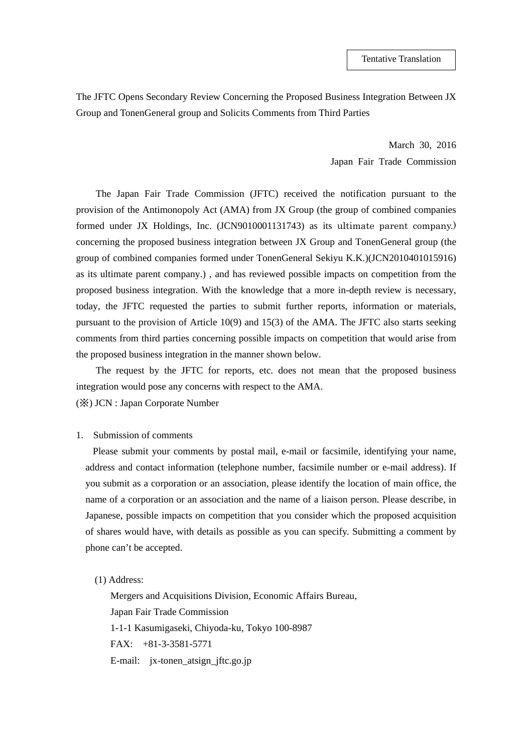Tentative Translation

# The JFTC Opens Secondary Review Concerning the Proposed Business Integration Between JX Group and TonenGeneral group and Solicits Comments from Third Parties

March 30, 2016

Japan Fair Trade Commission

The Japan Fair Trade Commission (JFTC) received the notification pursuant to the provision of the Antimonopoly Act (AMA) from JX Group (the group of combined companies formed under JX Holdings, Inc. (JCN9010001131743) as its ultimate parent company.) concerning the proposed business integration between JX Group and TonenGeneral group (the group of combined companies formed under TonenGeneral Sekiyu K.K.)(JCN2010401015916) as its ultimate parent company.) , and has reviewed possible impacts on competition from the proposed business integration. With the knowledge that a more in-depth review is necessary, today, the JFTC requested the parties to submit further reports, information or materials, pursuant to the provision of Article 10(9) and 15(3) of the AMA. The JFTC also starts seeking comments from third parties concerning possible impacts on competition that would arise from the proposed business integration in the manner shown below.

The request by the JFTC for reports, etc. does not mean that the proposed business integration would pose any concerns with respect to the AMA.

(※) JCN : Japan Corporate Number

1. Submission of comments

Please submit your comments by postal mail, e-mail or facsimile, identifying your name, address and contact information (telephone number, facsimile number or e-mail address). If you submit as a corporation or an association, please identify the location of main office, the name of a corporation or an association and the name of a liaison person. Please describe, in Japanese, possible impacts on competition that you consider which the proposed acquisition of shares would have, with details as possible as you can specify. Submitting a comment by phone can't be accepted.

(1) Address:

Mergers and Acquisitions Division, Economic Affairs Bureau,
Japan Fair Trade Commission
1-1-1 Kasumigaseki, Chiyoda-ku, Tokyo 100-8987
FAX: +81-3-3581-5771
E-mail: jx-tonen_atsign_jftc.go.jp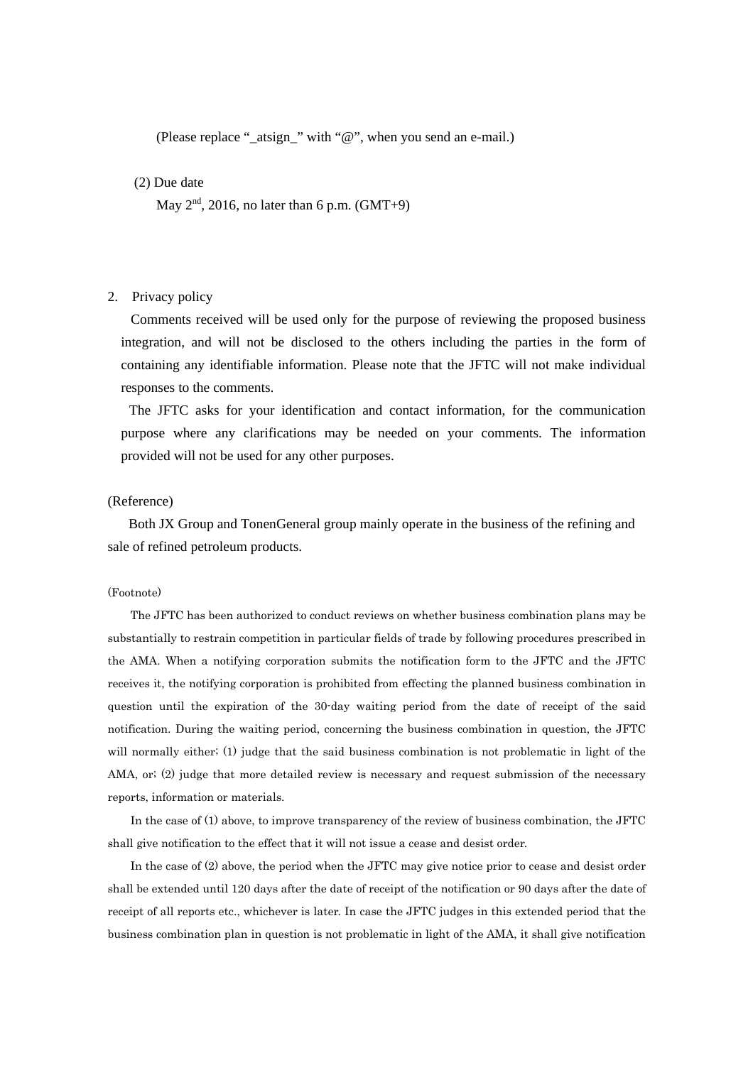(Please replace "_atsign_" with "@", when you send an e-mail.)

(2) Due date

May 2nd, 2016, no later than 6 p.m. (GMT+9)

2. Privacy policy

Comments received will be used only for the purpose of reviewing the proposed business integration, and will not be disclosed to the others including the parties in the form of containing any identifiable information. Please note that the JFTC will not make individual responses to the comments.

The JFTC asks for your identification and contact information, for the communication purpose where any clarifications may be needed on your comments. The information provided will not be used for any other purposes.

(Reference)

Both JX Group and TonenGeneral group mainly operate in the business of the refining and sale of refined petroleum products.

(Footnote)

The JFTC has been authorized to conduct reviews on whether business combination plans may be substantially to restrain competition in particular fields of trade by following procedures prescribed in the AMA. When a notifying corporation submits the notification form to the JFTC and the JFTC receives it, the notifying corporation is prohibited from effecting the planned business combination in question until the expiration of the 30-day waiting period from the date of receipt of the said notification. During the waiting period, concerning the business combination in question, the JFTC will normally either; (1) judge that the said business combination is not problematic in light of the AMA, or; (2) judge that more detailed review is necessary and request submission of the necessary reports, information or materials.

In the case of (1) above, to improve transparency of the review of business combination, the JFTC shall give notification to the effect that it will not issue a cease and desist order.

In the case of (2) above, the period when the JFTC may give notice prior to cease and desist order shall be extended until 120 days after the date of receipt of the notification or 90 days after the date of receipt of all reports etc., whichever is later. In case the JFTC judges in this extended period that the business combination plan in question is not problematic in light of the AMA, it shall give notification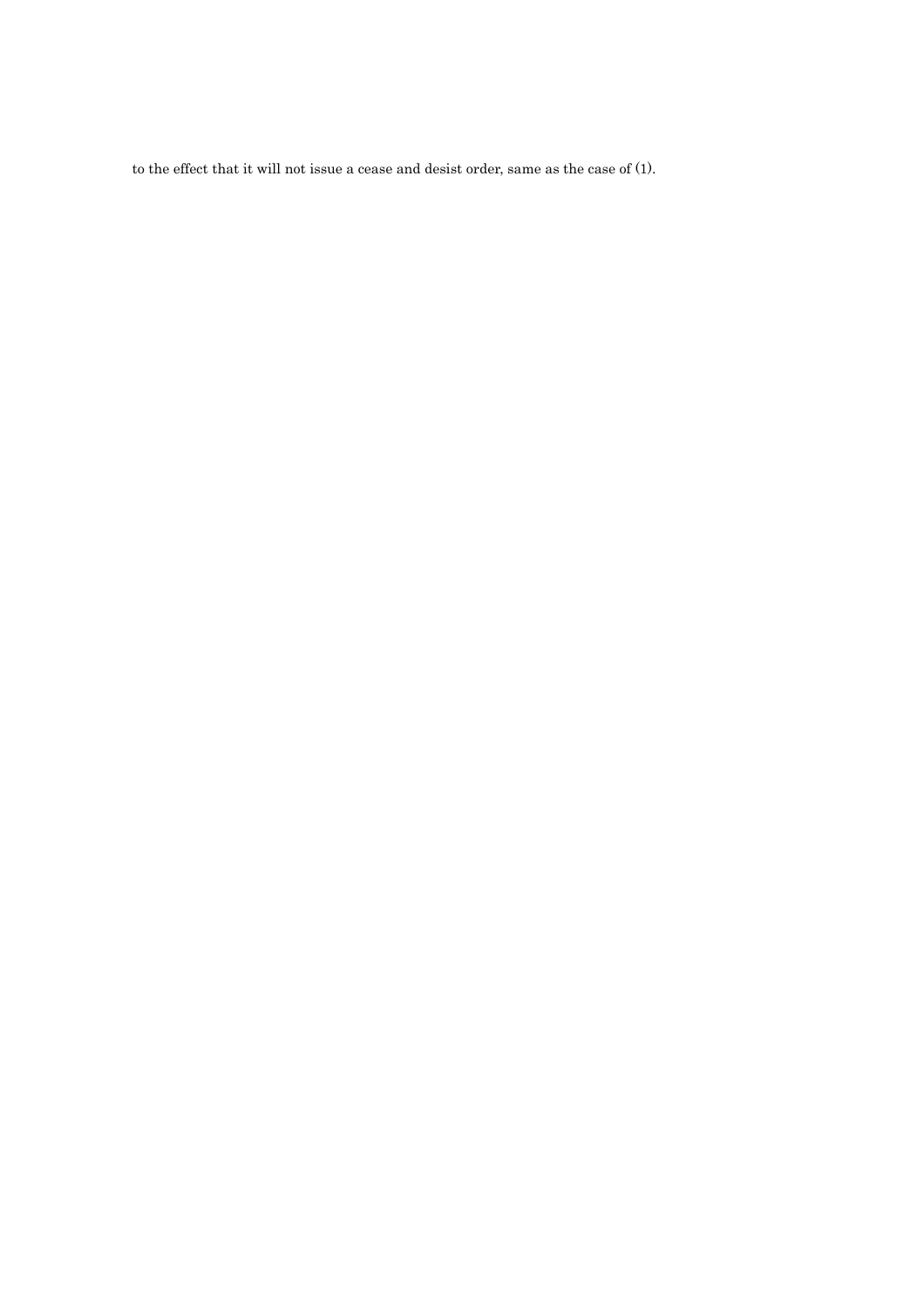to the effect that it will not issue a cease and desist order, same as the case of (1).